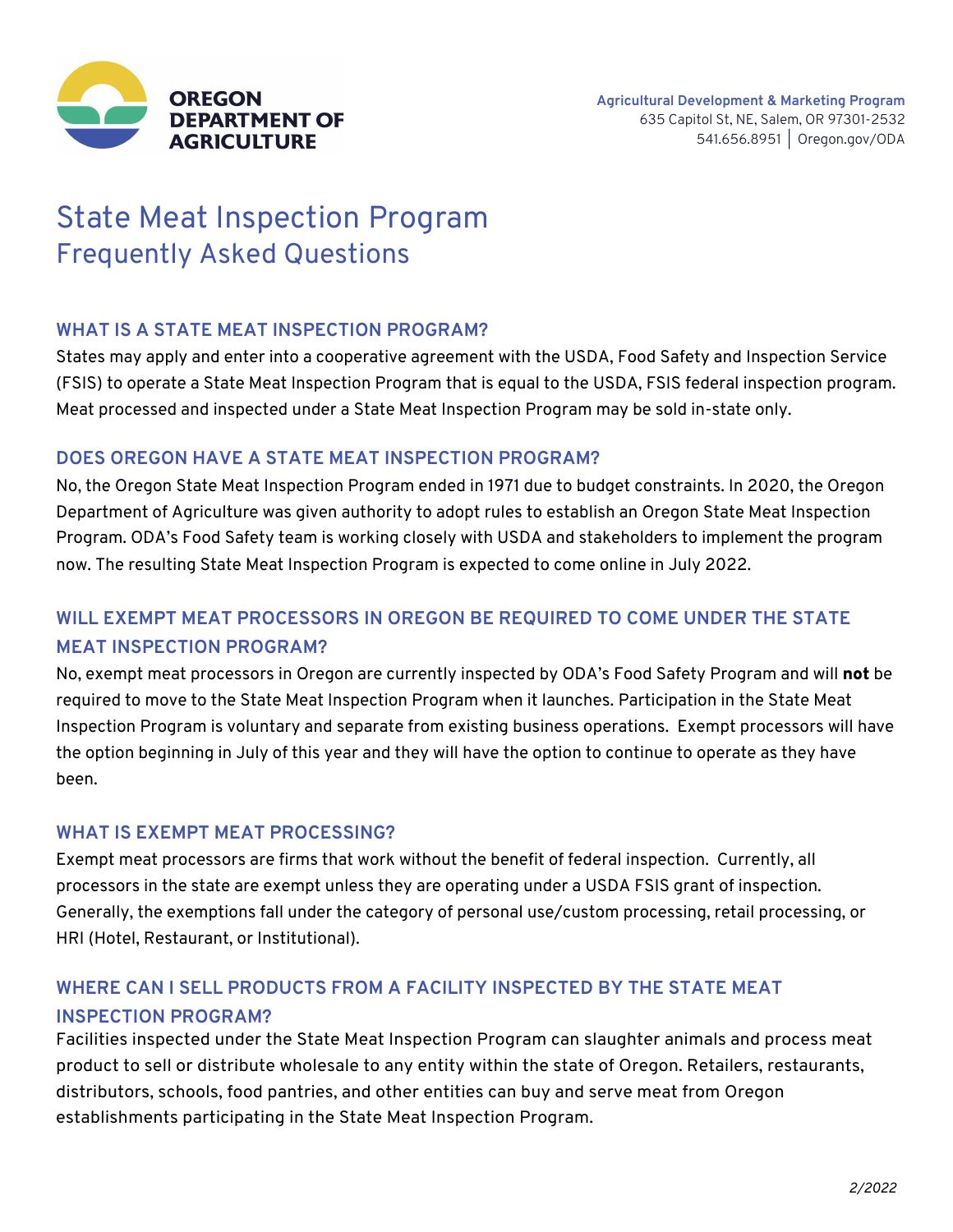OREGON DEPARTMENT OF AGRICULTURE

**Agricultural Development & Marketing Program**
635 Capitol St, NE, Salem, OR 97301-2532
541.656.8951 | Oregon.gov/ODA

# State Meat Inspection Program
## Frequently Asked Questions

### WHAT IS A STATE MEAT INSPECTION PROGRAM?

States may apply and enter into a cooperative agreement with the USDA, Food Safety and Inspection Service (FSIS) to operate a State Meat Inspection Program that is equal to the USDA, FSIS federal inspection program. Meat processed and inspected under a State Meat Inspection Program may be sold in-state only.

### DOES OREGON HAVE A STATE MEAT INSPECTION PROGRAM?

No, the Oregon State Meat Inspection Program ended in 1971 due to budget constraints. In 2020, the Oregon Department of Agriculture was given authority to adopt rules to establish an Oregon State Meat Inspection Program. ODA's Food Safety team is working closely with USDA and stakeholders to implement the program now. The resulting State Meat Inspection Program is expected to come online in July 2022.

### WILL EXEMPT MEAT PROCESSORS IN OREGON BE REQUIRED TO COME UNDER THE STATE MEAT INSPECTION PROGRAM?

No, exempt meat processors in Oregon are currently inspected by ODA's Food Safety Program and will **not** be required to move to the State Meat Inspection Program when it launches. Participation in the State Meat Inspection Program is voluntary and separate from existing business operations. Exempt processors will have the option beginning in July of this year and they will have the option to continue to operate as they have been.

### WHAT IS EXEMPT MEAT PROCESSING?

Exempt meat processors are firms that work without the benefit of federal inspection. Currently, all processors in the state are exempt unless they are operating under a USDA FSIS grant of inspection. Generally, the exemptions fall under the category of personal use/custom processing, retail processing, or HRI (Hotel, Restaurant, or Institutional).

### WHERE CAN I SELL PRODUCTS FROM A FACILITY INSPECTED BY THE STATE MEAT INSPECTION PROGRAM?

Facilities inspected under the State Meat Inspection Program can slaughter animals and process meat product to sell or distribute wholesale to any entity within the state of Oregon. Retailers, restaurants, distributors, schools, food pantries, and other entities can buy and serve meat from Oregon establishments participating in the State Meat Inspection Program.

*2/2022*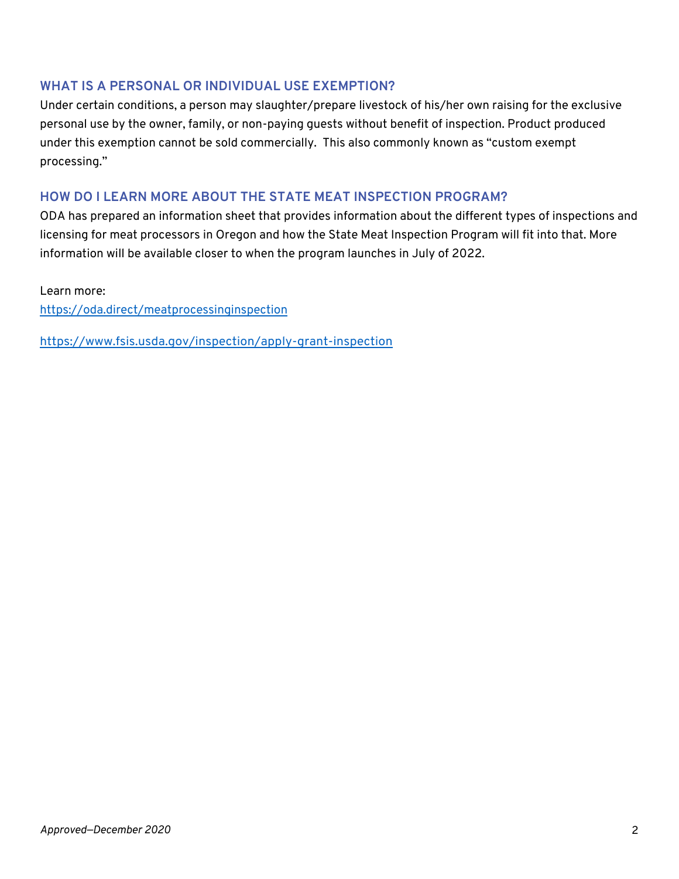## WHAT IS A PERSONAL OR INDIVIDUAL USE EXEMPTION?

Under certain conditions, a person may slaughter/prepare livestock of his/her own raising for the exclusive personal use by the owner, family, or non-paying guests without benefit of inspection. Product produced under this exemption cannot be sold commercially. This also commonly known as "custom exempt processing."

## HOW DO I LEARN MORE ABOUT THE STATE MEAT INSPECTION PROGRAM?

ODA has prepared an information sheet that provides information about the different types of inspections and licensing for meat processors in Oregon and how the State Meat Inspection Program will fit into that. More information will be available closer to when the program launches in July of 2022.

Learn more:
https://oda.direct/meatprocessinginspection

https://www.fsis.usda.gov/inspection/apply-grant-inspection

*Approved—December 2020*